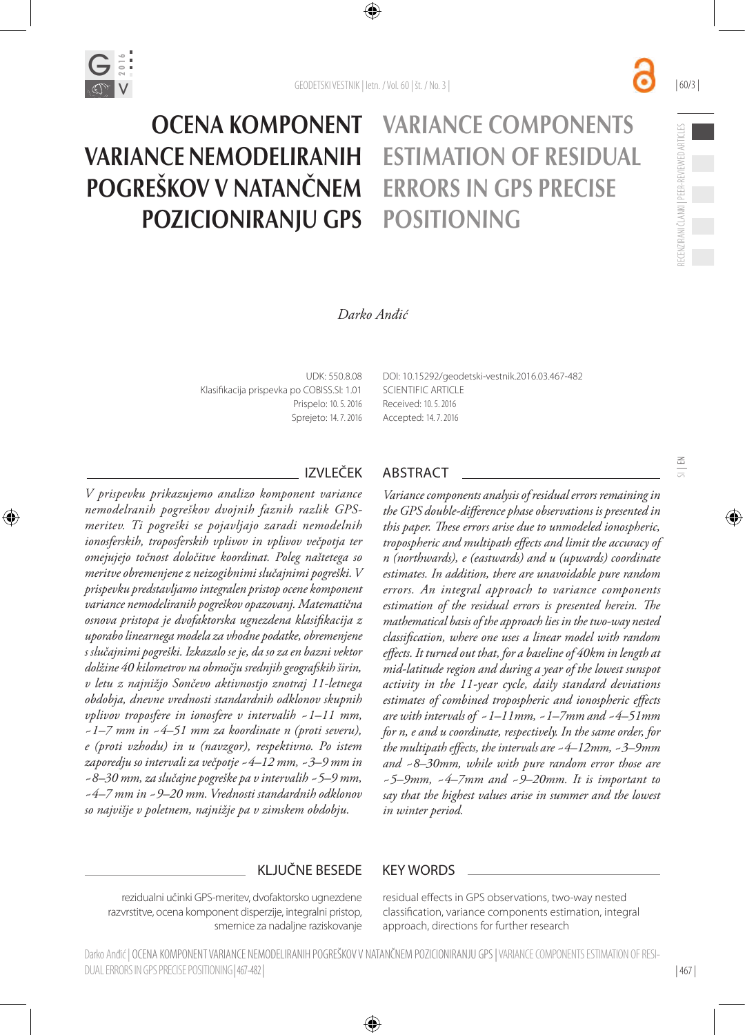# OCENA KOMPONENT VARIANCE NEMODELIRANIH POGREŠKOV V NATANČNEM POZICIONIRANJU GPS

# VARIANCE COMPONENTS ESTIMATION OF RESIDUAL ERRORS IN GPS PRECISE POSITIONING

*Darko Anđić*

UDK: 550.8.08
Klasifikacija prispevka po COBISS.SI: 1.01
Prispelo: 10. 5. 2016
Sprejeto: 14. 7. 2016

DOI: 10.15292/geodetski-vestnik.2016.03.467-482
SCIENTIFIC ARTICLE
Received: 10. 5. 2016
Accepted: 14. 7. 2016

## IZVLEČEK

*V prispevku prikazujemo analizo komponent variance nemodelranih pogreškov dvojnih faznih razlik GPS-meritev. Ti pogreški se pojavljajo zaradi nemodelnih ionosferskih, troposferskih vplivov in vplivov večpotja ter omejujejo točnost določitve koordinat. Poleg naštetega so meritve obremenjene z neizogibnimi slučajnimi pogreški. V prispevku predstavljamo integralen pristop ocene komponent variance nemodeliranih pogreškov opazovanj. Matematična osnova pristopa je dvofaktorska ugnezdena klasifikacija z uporabo linearnega modela za vhodne podatke, obremenjene s slučajnimi pogreški. Izkazalo se je, da so za en bazni vektor dolžine 40 kilometrov na območju srednjih geografskih širin, v letu z najnižjo Sončevo aktivnostjo znotraj 11-letnega obdobja, dnevne vrednosti standardnih odklonov skupnih vplivov troposfere in ionosfere v intervalih ~1–11 mm, ~1–7 mm in ~4–51 mm za koordinate n (proti severu), e (proti vzhodu) in u (navzgor), respektivno. Po istem zaporedju so intervali za večpotje ~4–12 mm, ~3–9 mm in ~8–30 mm, za slučajne pogreške pa v intervalih ~5–9 mm, ~4–7 mm in ~9–20 mm. Vrednosti standardnih odklonov so najvišje v poletnem, najnižje pa v zimskem obdobju.*

## ABSTRACT

*Variance components analysis of residual errors remaining in the GPS double-difference phase observations is presented in this paper. These errors arise due to unmodeled ionospheric, tropospheric and multipath effects and limit the accuracy of n (northwards), e (eastwards) and u (upwards) coordinate estimates. In addition, there are unavoidable pure random errors. An integral approach to variance components estimation of the residual errors is presented herein. The mathematical basis of the approach lies in the two-way nested classification, where one uses a linear model with random effects. It turned out that, for a baseline of 40km in length at mid-latitude region and during a year of the lowest sunspot activity in the 11-year cycle, daily standard deviations estimates of combined tropospheric and ionospheric effects are with intervals of ~1–11mm, ~1–7mm and ~4–51mm for n, e and u coordinate, respectively. In the same order, for the multipath effects, the intervals are ~4–12mm, ~3–9mm and ~8–30mm, while with pure random error those are ~5–9mm, ~4–7mm and ~9–20mm. It is important to say that the highest values arise in summer and the lowest in winter period.*

## KLJUČNE BESEDE

rezidualni učinki GPS-meritev, dvofaktorsko ugnezdene razvrstitve, ocena komponent disperzije, integralni pristop, smernice za nadaljne raziskovanje

## KEY WORDS

residual effects in GPS observations, two-way nested classification, variance components estimation, integral approach, directions for further research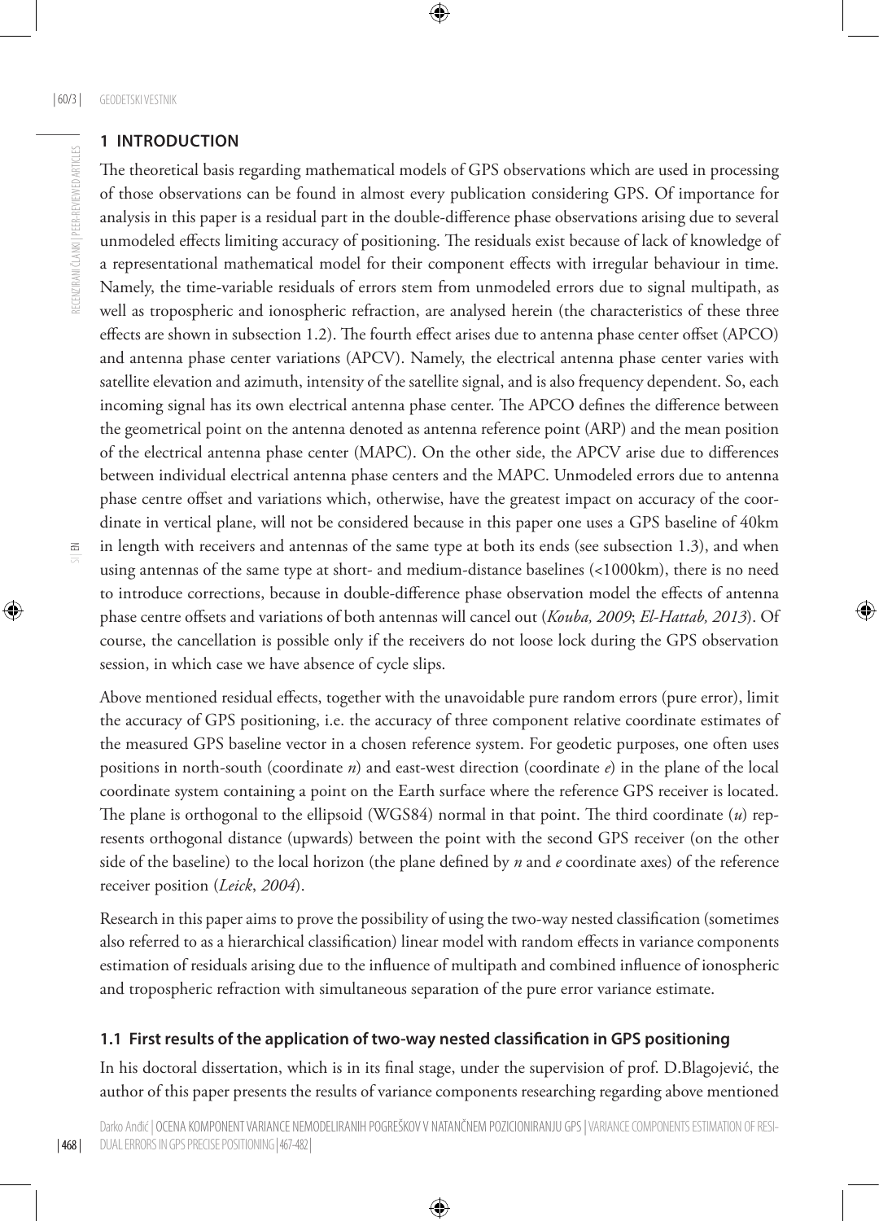## 1 INTRODUCTION

The theoretical basis regarding mathematical models of GPS observations which are used in processing of those observations can be found in almost every publication considering GPS. Of importance for analysis in this paper is a residual part in the double-difference phase observations arising due to several unmodeled effects limiting accuracy of positioning. The residuals exist because of lack of knowledge of a representational mathematical model for their component effects with irregular behaviour in time. Namely, the time-variable residuals of errors stem from unmodeled errors due to signal multipath, as well as tropospheric and ionospheric refraction, are analysed herein (the characteristics of these three effects are shown in subsection 1.2). The fourth effect arises due to antenna phase center offset (APCO) and antenna phase center variations (APCV). Namely, the electrical antenna phase center varies with satellite elevation and azimuth, intensity of the satellite signal, and is also frequency dependent. So, each incoming signal has its own electrical antenna phase center. The APCO defines the difference between the geometrical point on the antenna denoted as antenna reference point (ARP) and the mean position of the electrical antenna phase center (MAPC). On the other side, the APCV arise due to differences between individual electrical antenna phase centers and the MAPC. Unmodeled errors due to antenna phase centre offset and variations which, otherwise, have the greatest impact on accuracy of the coordinate in vertical plane, will not be considered because in this paper one uses a GPS baseline of 40km in length with receivers and antennas of the same type at both its ends (see subsection 1.3), and when using antennas of the same type at short- and medium-distance baselines (<1000km), there is no need to introduce corrections, because in double-difference phase observation model the effects of antenna phase centre offsets and variations of both antennas will cancel out (*Kouba, 2009*; *El-Hattab, 2013*). Of course, the cancellation is possible only if the receivers do not loose lock during the GPS observation session, in which case we have absence of cycle slips.

Above mentioned residual effects, together with the unavoidable pure random errors (pure error), limit the accuracy of GPS positioning, i.e. the accuracy of three component relative coordinate estimates of the measured GPS baseline vector in a chosen reference system. For geodetic purposes, one often uses positions in north-south (coordinate *n*) and east-west direction (coordinate *e*) in the plane of the local coordinate system containing a point on the Earth surface where the reference GPS receiver is located. The plane is orthogonal to the ellipsoid (WGS84) normal in that point. The third coordinate (*u*) represents orthogonal distance (upwards) between the point with the second GPS receiver (on the other side of the baseline) to the local horizon (the plane defined by *n* and *e* coordinate axes) of the reference receiver position (*Leick*, *2004*).

Research in this paper aims to prove the possibility of using the two-way nested classification (sometimes also referred to as a hierarchical classification) linear model with random effects in variance components estimation of residuals arising due to the influence of multipath and combined influence of ionospheric and tropospheric refraction with simultaneous separation of the pure error variance estimate.

### 1.1 First results of the application of two-way nested classification in GPS positioning

In his doctoral dissertation, which is in its final stage, under the supervision of prof. D.Blagojević, the author of this paper presents the results of variance components researching regarding above mentioned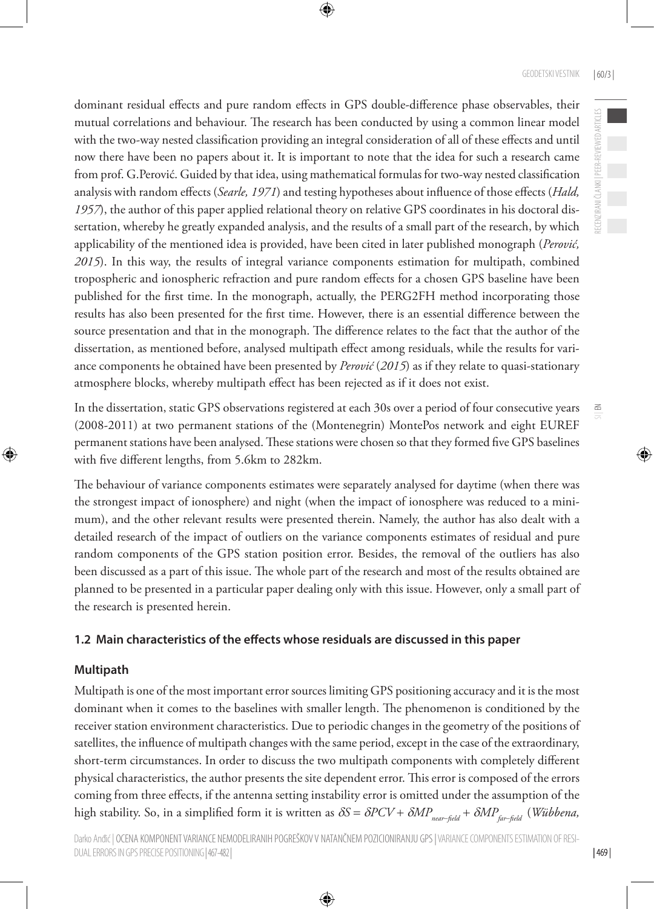dominant residual effects and pure random effects in GPS double-difference phase observables, their mutual correlations and behaviour. The research has been conducted by using a common linear model with the two-way nested classification providing an integral consideration of all of these effects and until now there have been no papers about it. It is important to note that the idea for such a research came from prof. G.Perović. Guided by that idea, using mathematical formulas for two-way nested classification analysis with random effects (*Searle, 1971*) and testing hypotheses about influence of those effects (*Hald, 1957*), the author of this paper applied relational theory on relative GPS coordinates in his doctoral dissertation, whereby he greatly expanded analysis, and the results of a small part of the research, by which applicability of the mentioned idea is provided, have been cited in later published monograph (*Perović, 2015*). In this way, the results of integral variance components estimation for multipath, combined tropospheric and ionospheric refraction and pure random effects for a chosen GPS baseline have been published for the first time. In the monograph, actually, the PERG2FH method incorporating those results has also been presented for the first time. However, there is an essential difference between the source presentation and that in the monograph. The difference relates to the fact that the author of the dissertation, as mentioned before, analysed multipath effect among residuals, while the results for variance components he obtained have been presented by *Perović* (*2015*) as if they relate to quasi-stationary atmosphere blocks, whereby multipath effect has been rejected as if it does not exist.

In the dissertation, static GPS observations registered at each 30s over a period of four consecutive years (2008-2011) at two permanent stations of the (Montenegrin) MontePos network and eight EUREF permanent stations have been analysed. These stations were chosen so that they formed five GPS baselines with five different lengths, from 5.6km to 282km.

The behaviour of variance components estimates were separately analysed for daytime (when there was the strongest impact of ionosphere) and night (when the impact of ionosphere was reduced to a minimum), and the other relevant results were presented therein. Namely, the author has also dealt with a detailed research of the impact of outliers on the variance components estimates of residual and pure random components of the GPS station position error. Besides, the removal of the outliers has also been discussed as a part of this issue. The whole part of the research and most of the results obtained are planned to be presented in a particular paper dealing only with this issue. However, only a small part of the research is presented herein.

### 1.2 Main characteristics of the effects whose residuals are discussed in this paper

#### Multipath

Multipath is one of the most important error sources limiting GPS positioning accuracy and it is the most dominant when it comes to the baselines with smaller length. The phenomenon is conditioned by the receiver station environment characteristics. Due to periodic changes in the geometry of the positions of satellites, the influence of multipath changes with the same period, except in the case of the extraordinary, short-term circumstances. In order to discuss the two multipath components with completely different physical characteristics, the author presents the site dependent error. This error is composed of the errors coming from three effects, if the antenna setting instability error is omitted under the assumption of the high stability. So, in a simplified form it is written as $\delta S = \delta PCV + \delta MP_{near-field} + \delta MP_{far-field}$ (*Wübbena,*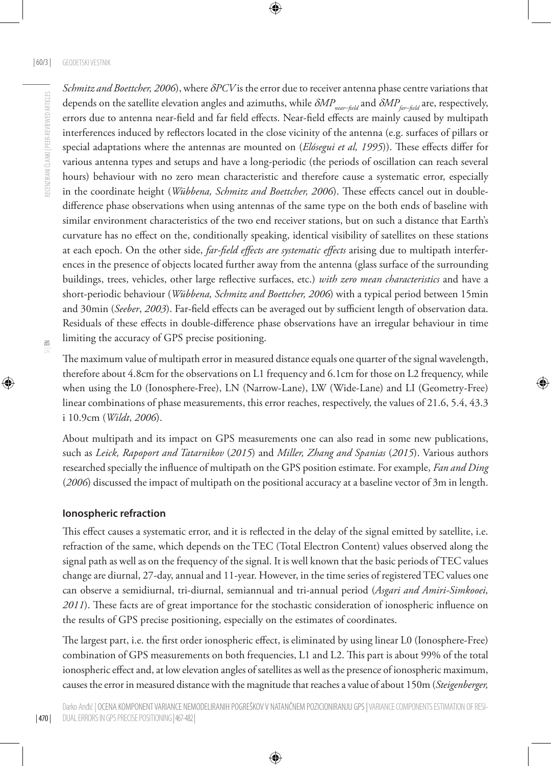*Schmitz and Boettcher, 2006*), where $\delta PCV$ is the error due to receiver antenna phase centre variations that depends on the satellite elevation angles and azimuths, while $\delta MP_{near-field}$ and $\delta MP_{far-field}$ are, respectively, errors due to antenna near-field and far field effects. Near-field effects are mainly caused by multipath interferences induced by reflectors located in the close vicinity of the antenna (e.g. surfaces of pillars or special adaptations where the antennas are mounted on (*Elósegui et al, 1995*)). These effects differ for various antenna types and setups and have a long-periodic (the periods of oscillation can reach several hours) behaviour with no zero mean characteristic and therefore cause a systematic error, especially in the coordinate height (*Wübbena, Schmitz and Boettcher, 2006*). These effects cancel out in double-difference phase observations when using antennas of the same type on the both ends of baseline with similar environment characteristics of the two end receiver stations, but on such a distance that Earth's curvature has no effect on the, conditionally speaking, identical visibility of satellites on these stations at each epoch. On the other side, *far-field effects are systematic effects* arising due to multipath interferences in the presence of objects located further away from the antenna (glass surface of the surrounding buildings, trees, vehicles, other large reflective surfaces, etc.) *with zero mean characteristics* and have a short-periodic behaviour (*Wübbena, Schmitz and Boettcher, 2006*) with a typical period between 15min and 30min (*Seeber*, *2003*). Far-field effects can be averaged out by sufficient length of observation data. Residuals of these effects in double-difference phase observations have an irregular behaviour in time limiting the accuracy of GPS precise positioning.

The maximum value of multipath error in measured distance equals one quarter of the signal wavelength, therefore about 4.8cm for the observations on L1 frequency and 6.1cm for those on L2 frequency, while when using the L0 (Ionosphere-Free), LN (Narrow-Lane), LW (Wide-Lane) and LI (Geometry-Free) linear combinations of phase measurements, this error reaches, respectively, the values of 21.6, 5.4, 43.3 i 10.9cm (*Wildt*, *2006*).

About multipath and its impact on GPS measurements one can also read in some new publications, such as *Leick, Rapoport and Tatarnikov* (*2015*) and *Miller, Zhang and Spanias* (*2015*). Various authors researched specially the influence of multipath on the GPS position estimate. For example, *Fan and Ding* (*2006*) discussed the impact of multipath on the positional accuracy at a baseline vector of 3m in length.

### Ionospheric refraction

This effect causes a systematic error, and it is reflected in the delay of the signal emitted by satellite, i.e. refraction of the same, which depends on the TEC (Total Electron Content) values observed along the signal path as well as on the frequency of the signal. It is well known that the basic periods of TEC values change are diurnal, 27-day, annual and 11-year. However, in the time series of registered TEC values one can observe a semidiurnal, tri-diurnal, semiannual and tri-annual period (*Asgari and Amiri-Simkooei, 2011*). These facts are of great importance for the stochastic consideration of ionospheric influence on the results of GPS precise positioning, especially on the estimates of coordinates.

The largest part, i.e. the first order ionospheric effect, is eliminated by using linear L0 (Ionosphere-Free) combination of GPS measurements on both frequencies, L1 and L2. This part is about 99% of the total ionospheric effect and, at low elevation angles of satellites as well as the presence of ionospheric maximum, causes the error in measured distance with the magnitude that reaches a value of about 150m (*Steigenberger,*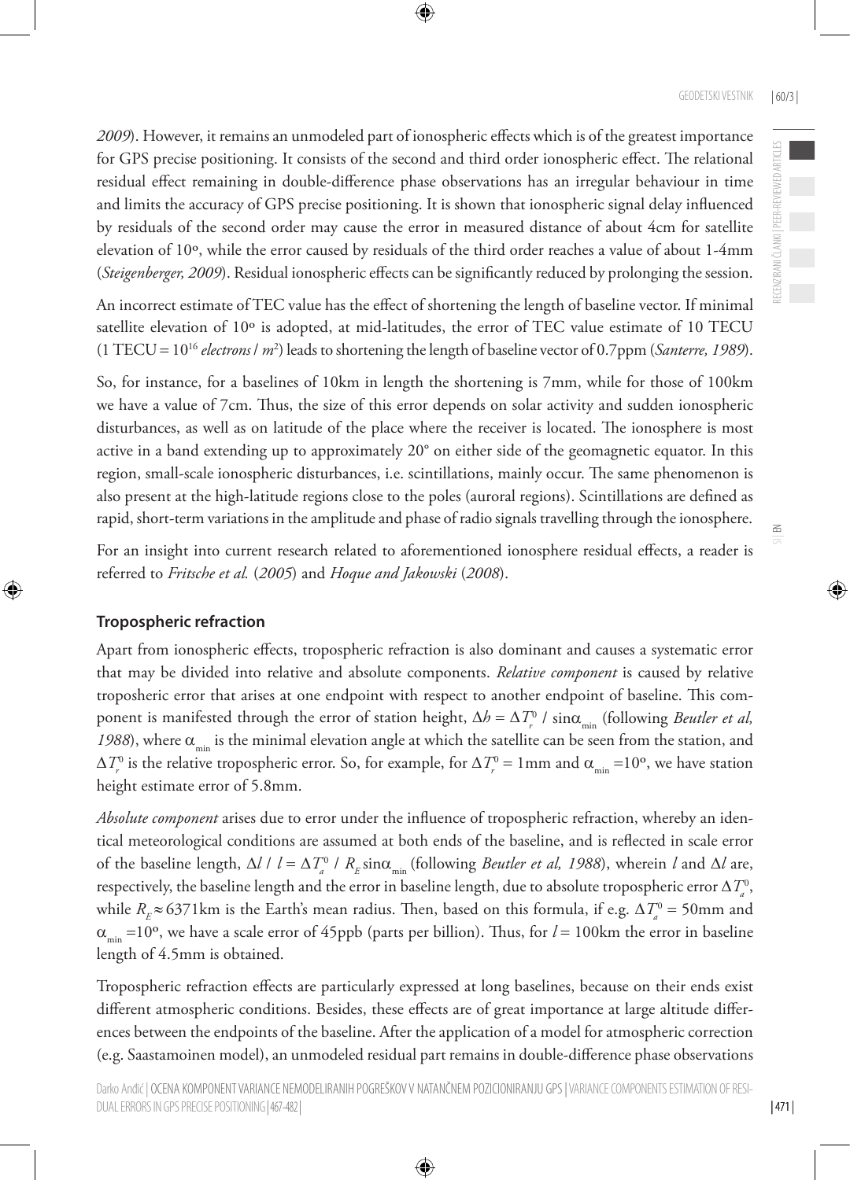*2009*). However, it remains an unmodeled part of ionospheric effects which is of the greatest importance for GPS precise positioning. It consists of the second and third order ionospheric effect. The relational residual effect remaining in double-difference phase observations has an irregular behaviour in time and limits the accuracy of GPS precise positioning. It is shown that ionospheric signal delay influenced by residuals of the second order may cause the error in measured distance of about 4cm for satellite elevation of 10º, while the error caused by residuals of the third order reaches a value of about 1-4mm (*Steigenberger, 2009*). Residual ionospheric effects can be significantly reduced by prolonging the session.

An incorrect estimate of TEC value has the effect of shortening the length of baseline vector. If minimal satellite elevation of 10º is adopted, at mid-latitudes, the error of TEC value estimate of 10 TECU (1 TECU = $10^{16}$ *electrons* / $m^2$) leads to shortening the length of baseline vector of 0.7ppm (*Santerre, 1989*).

So, for instance, for a baselines of 10km in length the shortening is 7mm, while for those of 100km we have a value of 7cm. Thus, the size of this error depends on solar activity and sudden ionospheric disturbances, as well as on latitude of the place where the receiver is located. The ionosphere is most active in a band extending up to approximately 20° on either side of the geomagnetic equator. In this region, small-scale ionospheric disturbances, i.e. scintillations, mainly occur. The same phenomenon is also present at the high-latitude regions close to the poles (auroral regions). Scintillations are defined as rapid, short-term variations in the amplitude and phase of radio signals travelling through the ionosphere.

For an insight into current research related to aforementioned ionosphere residual effects, a reader is referred to *Fritsche et al.* (*2005*) and *Hoque and Jakowski* (*2008*).

### Tropospheric refraction

Apart from ionospheric effects, tropospheric refraction is also dominant and causes a systematic error that may be divided into relative and absolute components. *Relative component* is caused by relative troposheric error that arises at one endpoint with respect to another endpoint of baseline. This component is manifested through the error of station height, $\Delta h = \Delta T_r^0 \,/\, \sin\alpha_{\min}$ (following *Beutler et al, 1988*), where $\alpha_{\min}$ is the minimal elevation angle at which the satellite can be seen from the station, and $\Delta T_r^0$ is the relative tropospheric error. So, for example, for $\Delta T_r^0$ = 1mm and $\alpha_{\min}$ =10º, we have station height estimate error of 5.8mm.

*Absolute component* arises due to error under the influence of tropospheric refraction, whereby an identical meteorological conditions are assumed at both ends of the baseline, and is reflected in scale error of the baseline length, $\Delta l \,/\, l = \Delta T_a^0 \,/\, R_E \sin\alpha_{\min}$ (following *Beutler et al, 1988*), wherein $l$ and $\Delta l$ are, respectively, the baseline length and the error in baseline length, due to absolute tropospheric error $\Delta T_a^0$, while $R_E \approx 6371$km is the Earth's mean radius. Then, based on this formula, if e.g. $\Delta T_a^0$ = 50mm and $\alpha_{\min}$ =10º, we have a scale error of 45ppb (parts per billion). Thus, for $l$ = 100km the error in baseline length of 4.5mm is obtained.

Tropospheric refraction effects are particularly expressed at long baselines, because on their ends exist different atmospheric conditions. Besides, these effects are of great importance at large altitude differences between the endpoints of the baseline. After the application of a model for atmospheric correction (e.g. Saastamoinen model), an unmodeled residual part remains in double-difference phase observations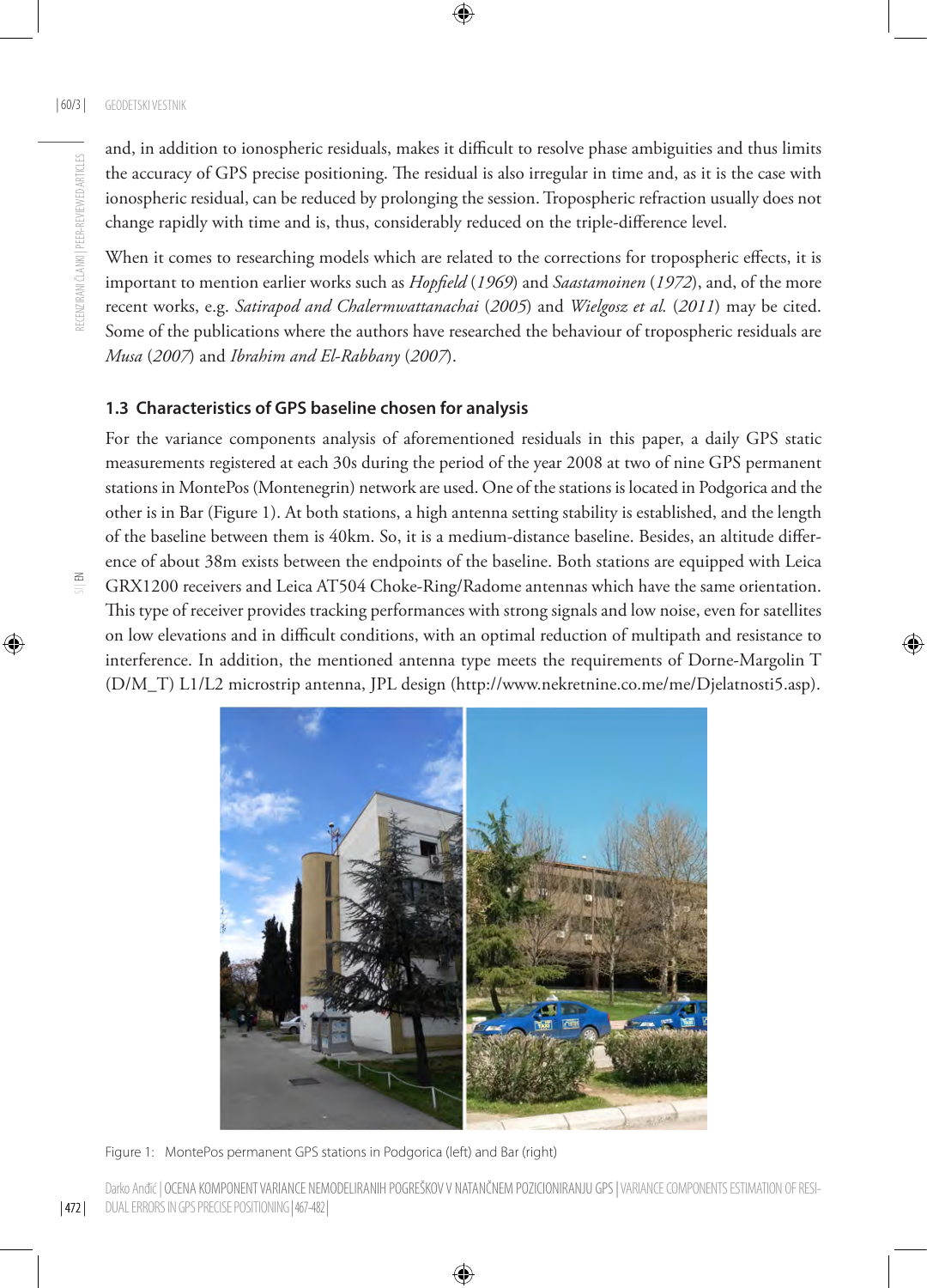and, in addition to ionospheric residuals, makes it difficult to resolve phase ambiguities and thus limits the accuracy of GPS precise positioning. The residual is also irregular in time and, as it is the case with ionospheric residual, can be reduced by prolonging the session. Tropospheric refraction usually does not change rapidly with time and is, thus, considerably reduced on the triple-difference level.

When it comes to researching models which are related to the corrections for tropospheric effects, it is important to mention earlier works such as *Hopfield* (*1969*) and *Saastamoinen* (*1972*), and, of the more recent works, e.g. *Satirapod and Chalermwattanachai* (*2005*) and *Wielgosz et al.* (*2011*) may be cited. Some of the publications where the authors have researched the behaviour of tropospheric residuals are *Musa* (*2007*) and *Ibrahim and El-Rabbany* (*2007*).

### 1.3 Characteristics of GPS baseline chosen for analysis

For the variance components analysis of aforementioned residuals in this paper, a daily GPS static measurements registered at each 30s during the period of the year 2008 at two of nine GPS permanent stations in MontePos (Montenegrin) network are used. One of the stations is located in Podgorica and the other is in Bar (Figure 1). At both stations, a high antenna setting stability is established, and the length of the baseline between them is 40km. So, it is a medium-distance baseline. Besides, an altitude difference of about 38m exists between the endpoints of the baseline. Both stations are equipped with Leica GRX1200 receivers and Leica AT504 Choke-Ring/Radome antennas which have the same orientation. This type of receiver provides tracking performances with strong signals and low noise, even for satellites on low elevations and in difficult conditions, with an optimal reduction of multipath and resistance to interference. In addition, the mentioned antenna type meets the requirements of Dorne-Margolin T (D/M_T) L1/L2 microstrip antenna, JPL design (http://www.nekretnine.co.me/me/Djelatnosti5.asp).

Figure 1: MontePos permanent GPS stations in Podgorica (left) and Bar (right)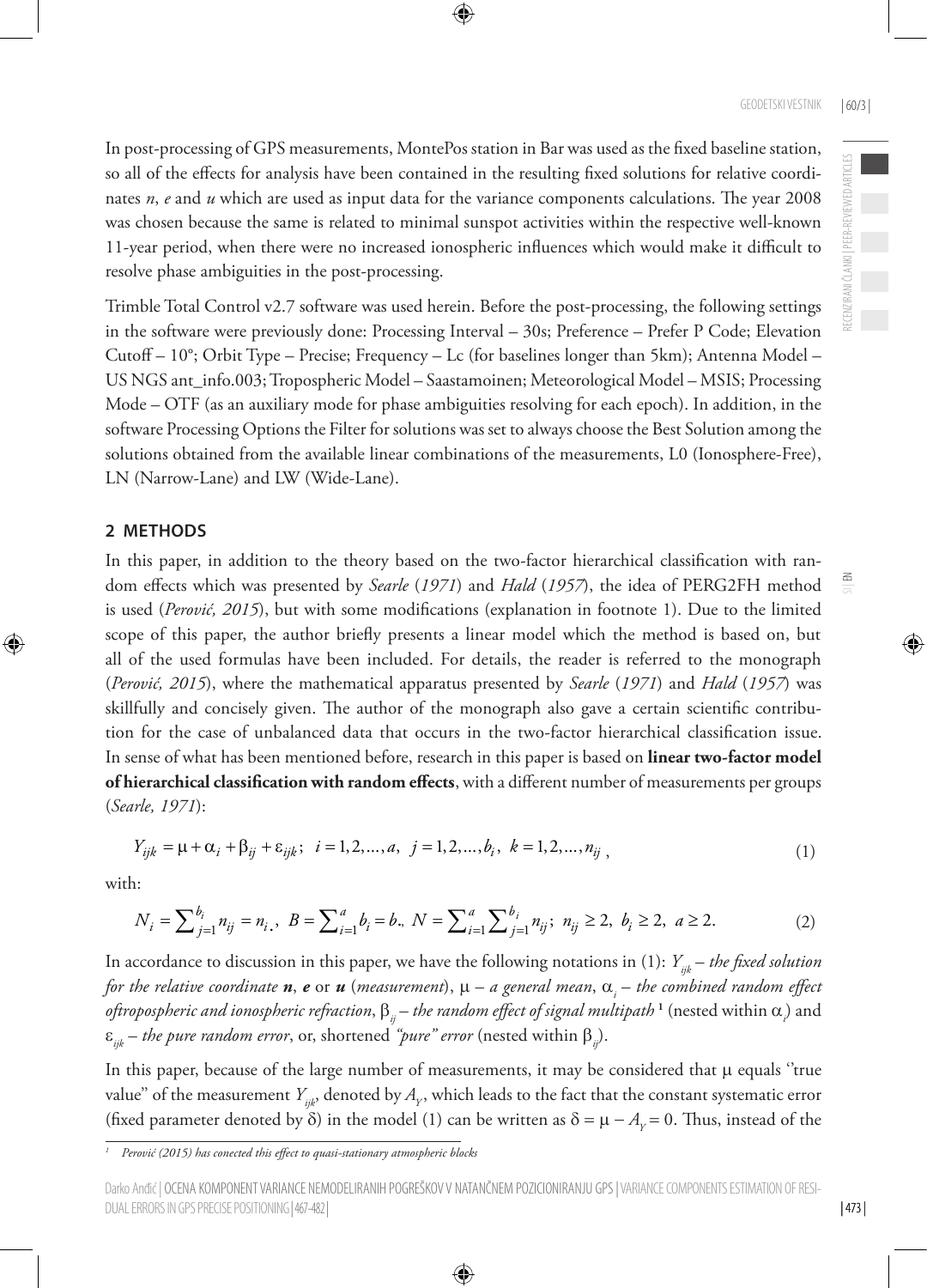In post-processing of GPS measurements, MontePos station in Bar was used as the fixed baseline station, so all of the effects for analysis have been contained in the resulting fixed solutions for relative coordinates *n*, *e* and *u* which are used as input data for the variance components calculations. The year 2008 was chosen because the same is related to minimal sunspot activities within the respective well-known 11-year period, when there were no increased ionospheric influences which would make it difficult to resolve phase ambiguities in the post-processing.

Trimble Total Control v2.7 software was used herein. Before the post-processing, the following settings in the software were previously done: Processing Interval – 30s; Preference – Prefer P Code; Elevation Cutoff – 10°; Orbit Type – Precise; Frequency – Lc (for baselines longer than 5km); Antenna Model – US NGS ant_info.003; Tropospheric Model – Saastamoinen; Meteorological Model – MSIS; Processing Mode – OTF (as an auxiliary mode for phase ambiguities resolving for each epoch). In addition, in the software Processing Options the Filter for solutions was set to always choose the Best Solution among the solutions obtained from the available linear combinations of the measurements, L0 (Ionosphere-Free), LN (Narrow-Lane) and LW (Wide-Lane).

## 2 METHODS

In this paper, in addition to the theory based on the two-factor hierarchical classification with random effects which was presented by *Searle* (*1971*) and *Hald* (*1957*), the idea of PERG2FH method is used (*Perović, 2015*), but with some modifications (explanation in footnote 1). Due to the limited scope of this paper, the author briefly presents a linear model which the method is based on, but all of the used formulas have been included. For details, the reader is referred to the monograph (*Perović, 2015*), where the mathematical apparatus presented by *Searle* (*1971*) and *Hald* (*1957*) was skillfully and concisely given. The author of the monograph also gave a certain scientific contribution for the case of unbalanced data that occurs in the two-factor hierarchical classification issue. In sense of what has been mentioned before, research in this paper is based on **linear two-factor model of hierarchical classification with random effects**, with a different number of measurements per groups (*Searle, 1971*):

$$Y_{ijk} = \mu + \alpha_i + \beta_{ij} + \varepsilon_{ijk};\;\; i = 1,2,...,a,\;\; j = 1,2,...,b_i,\;\; k = 1,2,...,n_{ij}\,, \tag{1}$$

with:

$$N_i = \sum\nolimits_{j=1}^{b_i} n_{ij} = n_{i.},\;\; B = \sum\nolimits_{i=1}^{a} b_i = b.,\;\; N = \sum\nolimits_{i=1}^{a}\sum\nolimits_{j=1}^{b_i} n_{ij};\;\; n_{ij} \geq 2,\;\; b_i \geq 2,\;\; a \geq 2. \tag{2}$$

In accordance to discussion in this paper, we have the following notations in (1): $Y_{ijk}$ – *the fixed solution for the relative coordinate* ***n***, ***e*** or ***u*** (*measurement*), $\mu$ – *a general mean*, $\alpha_i$ – *the combined random effect oftropospheric and ionospheric refraction*, $\beta_{ij}$ – *the random effect of signal multipath* [1] (nested within $\alpha_i$) and $\varepsilon_{ijk}$ – *the pure random error*, or, shortened *"pure" error* (nested within $\beta_{ij}$).

In this paper, because of the large number of measurements, it may be considered that $\mu$ equals ''true value" of the measurement $Y_{ijk}$, denoted by $A_Y$, which leads to the fact that the constant systematic error (fixed parameter denoted by $\delta$) in the model (1) can be written as $\delta = \mu - A_Y = 0$. Thus, instead of the

[1] *Perović (2015) has conected this effect to quasi-stationary atmospheric blocks*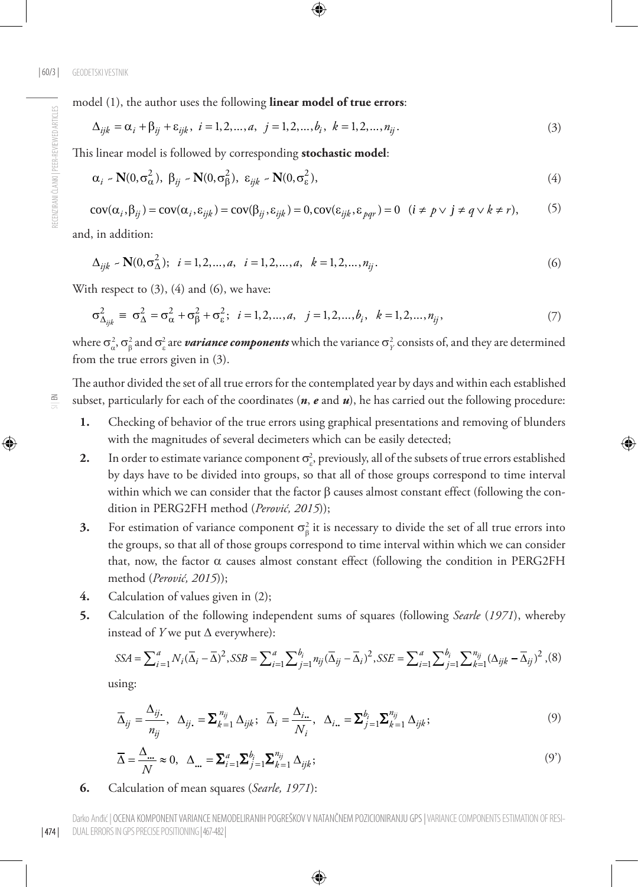model (1), the author uses the following **linear model of true errors**:

$$\Delta_{ijk} = \alpha_i + \beta_{ij} + \varepsilon_{ijk}, \; i = 1,2,...,a, \; j = 1,2,...,b_i, \; k = 1,2,...,n_{ij}. \tag{3}$$

This linear model is followed by corresponding **stochastic model**:

$$\alpha_i \sim \mathbf{N}(0, \sigma_\alpha^2), \; \beta_{ij} \sim \mathbf{N}(0, \sigma_\beta^2), \; \varepsilon_{ijk} \sim \mathbf{N}(0, \sigma_\varepsilon^2), \tag{4}$$

$$\text{cov}(\alpha_i, \beta_{ij}) = \text{cov}(\alpha_i, \varepsilon_{ijk}) = \text{cov}(\beta_{ij}, \varepsilon_{ijk}) = 0, \text{cov}(\varepsilon_{ijk}, \varepsilon_{pqr}) = 0 \quad (i \neq p \vee j \neq q \vee k \neq r), \tag{5}$$

and, in addition:

$$\Delta_{ijk} \sim \mathbf{N}(0, \sigma_\Delta^2); \;\; i = 1,2,...,a, \;\; i = 1,2,...,a, \;\; k = 1,2,...,n_{ij}. \tag{6}$$

With respect to (3), (4) and (6), we have:

$$\sigma_{\Delta_{ijk}}^2 \equiv \sigma_\Delta^2 = \sigma_\alpha^2 + \sigma_\beta^2 + \sigma_\varepsilon^2; \;\; i = 1,2,...,a, \;\; j = 1,2,...,b_i, \;\; k = 1,2,...,n_{ij}, \tag{7}$$

where $\sigma_\alpha^2$, $\sigma_\beta^2$ and $\sigma_\varepsilon^2$ are ***variance components*** which the variance $\sigma_Y^2$ consists of, and they are determined from the true errors given in (3).

The author divided the set of all true errors for the contemplated year by days and within each established subset, particularly for each of the coordinates (***n***, ***e*** and ***u***), he has carried out the following procedure:

1. Checking of behavior of the true errors using graphical presentations and removing of blunders with the magnitudes of several decimeters which can be easily detected;
2. In order to estimate variance component $\sigma_\varepsilon^2$, previously, all of the subsets of true errors established by days have to be divided into groups, so that all of those groups correspond to time interval within which we can consider that the factor $\beta$ causes almost constant effect (following the condition in PERG2FH method (*Perović, 2015*));
3. For estimation of variance component $\sigma_\beta^2$ it is necessary to divide the set of all true errors into the groups, so that all of those groups correspond to time interval within which we can consider that, now, the factor $\alpha$ causes almost constant effect (following the condition in PERG2FH method (*Perović, 2015*));
4. Calculation of values given in (2);
5. Calculation of the following independent sums of squares (following *Searle* (*1971*), whereby instead of $Y$ we put $\Delta$ everywhere):

$$SSA = \sum_{i=1}^{a} N_i (\overline{\Delta}_i - \overline{\Delta})^2, SSB = \sum_{i=1}^{a} \sum_{j=1}^{b_i} n_{ij} (\overline{\Delta}_{ij} - \overline{\Delta}_i)^2, SSE = \sum_{i=1}^{a} \sum_{j=1}^{b_i} \sum_{k=1}^{n_{ij}} (\Delta_{ijk} - \overline{\Delta}_{ij})^2, \tag{8}$$

using:

$$\overline{\Delta}_{ij} = \frac{\Delta_{ij.}}{n_{ij}}, \;\; \Delta_{ij.} = \sum_{k=1}^{n_{ij}} \Delta_{ijk}; \;\; \overline{\Delta}_i = \frac{\Delta_{i..}}{N_i}, \;\; \Delta_{i..} = \sum_{j=1}^{b_i} \sum_{k=1}^{n_{ij}} \Delta_{ijk}; \tag{9}$$

$$\overline{\Delta} = \frac{\Delta_{...}}{N} \approx 0, \;\; \Delta_{...} = \sum_{i=1}^{a} \sum_{j=1}^{b_i} \sum_{k=1}^{n_{ij}} \Delta_{ijk}; \tag{9'}$$

6. Calculation of mean squares (*Searle, 1971*):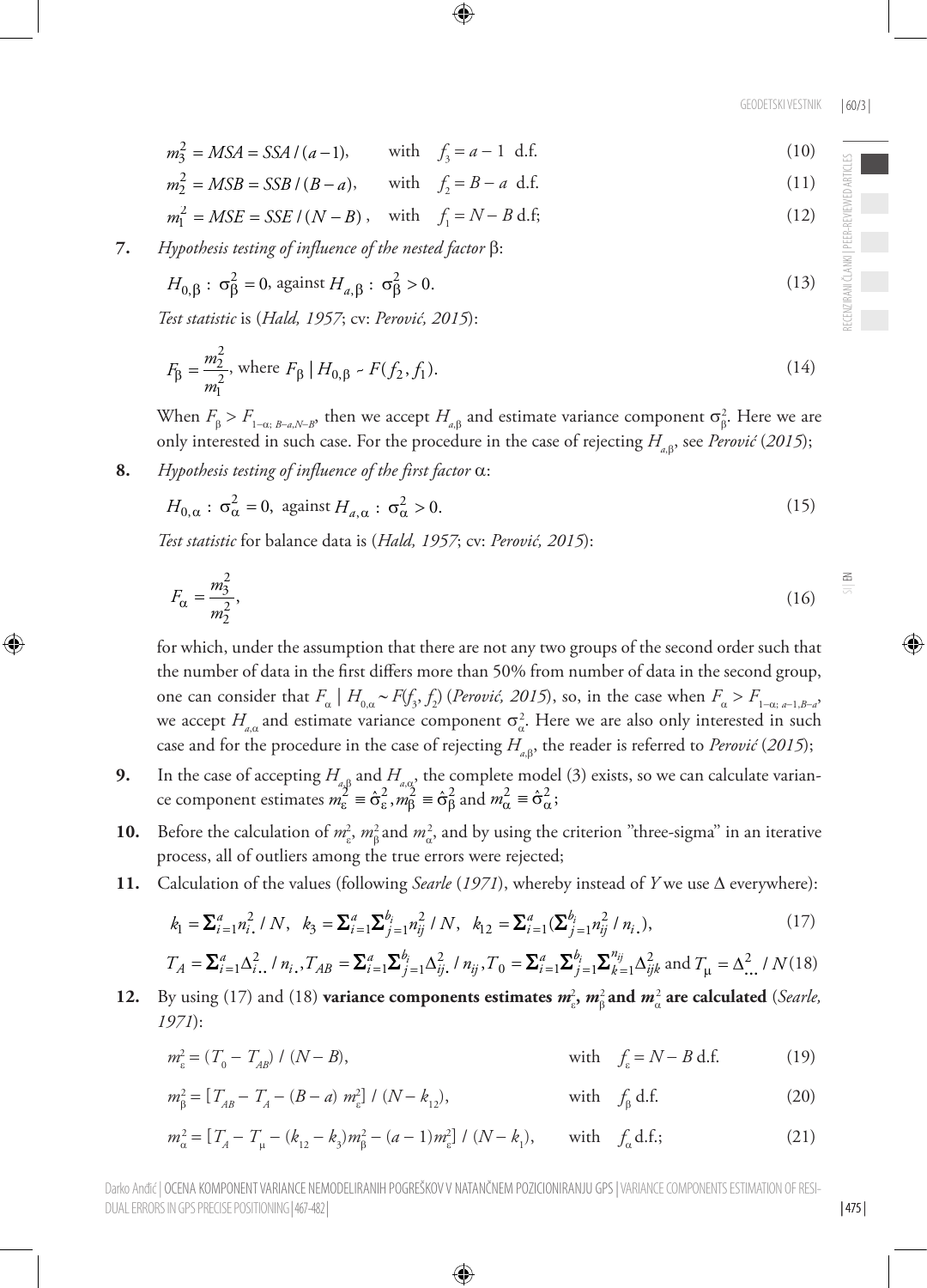$$m_3^2 = MSA = SSA/(a-1), \quad \text{with} \quad f_3 = a-1 \text{ d.f.} \tag{10}$$

$$m_2^2 = MSB = SSB/(B-a), \quad \text{with} \quad f_2 = B-a \text{ d.f.} \tag{11}$$

$$m_1^2 = MSE = SSE/(N-B), \quad \text{with} \quad f_1 = N-B \text{ d.f;} \tag{12}$$

**7.** *Hypothesis testing of influence of the nested factor* β:

$$H_{0,\beta}: \sigma_\beta^2 = 0, \text{ against } H_{a,\beta}: \sigma_\beta^2 > 0. \tag{13}$$

*Test statistic* is (*Hald, 1957*; cv: *Perović, 2015*):

$$F_\beta = \frac{m_2^2}{m_1^2}, \text{ where } F_\beta \mid H_{0,\beta} \sim F(f_2, f_1). \tag{14}$$

When $F_\beta > F_{1-\alpha;\, B-a, N-B}$, then we accept $H_{a,\beta}$ and estimate variance component $\sigma_\beta^2$. Here we are only interested in such case. For the procedure in the case of rejecting $H_{a,\beta}$, see *Perović* (*2015*);

**8.** *Hypothesis testing of influence of the first factor* α:

$$H_{0,\alpha}: \sigma_\alpha^2 = 0, \text{ against } H_{a,\alpha}: \sigma_\alpha^2 > 0. \tag{15}$$

*Test statistic* for balance data is (*Hald, 1957*; cv: *Perović, 2015*):

$$F_\alpha = \frac{m_3^2}{m_2^2}, \tag{16}$$

for which, under the assumption that there are not any two groups of the second order such that the number of data in the first differs more than 50% from number of data in the second group, one can consider that $F_\alpha \mid H_{0,\alpha} \sim F(f_3, f_2)$ (*Perović, 2015*), so, in the case when $F_\alpha > F_{1-\alpha;\, a-1, B-a}$, we accept $H_{a,\alpha}$ and estimate variance component $\sigma_\alpha^2$. Here we are also only interested in such case and for the procedure in the case of rejecting $H_{a,\beta}$, the reader is referred to *Perović* (*2015*);

**9.** In the case of accepting $H_{a,\beta}$ and $H_{a,\alpha}$, the complete model (3) exists, so we can calculate variance component estimates $m_\varepsilon^2 \equiv \hat{\sigma}_\varepsilon^2, m_\beta^2 \equiv \hat{\sigma}_\beta^2$ and $m_\alpha^2 \equiv \hat{\sigma}_\alpha^2$;

**10.** Before the calculation of $m_\varepsilon^2$, $m_\beta^2$ and $m_\alpha^2$, and by using the criterion "three-sigma" in an iterative process, all of outliers among the true errors were rejected;

**11.** Calculation of the values (following *Searle* (*1971*), whereby instead of $Y$ we use $\Delta$ everywhere):

$$k_1 = \sum_{i=1}^{a} n_{i.}^2 / N, \quad k_3 = \sum_{i=1}^{a} \sum_{j=1}^{b_i} n_{ij}^2 / N, \quad k_{12} = \sum_{i=1}^{a} (\sum_{j=1}^{b_i} n_{ij}^2 / n_{i.}), \tag{17}$$

$$T_A = \sum_{i=1}^{a} \Delta_{i..}^2 / n_{i..}, T_{AB} = \sum_{i=1}^{a} \sum_{j=1}^{b_i} \Delta_{ij.}^2 / n_{ij}, T_0 = \sum_{i=1}^{a} \sum_{j=1}^{b_i} \sum_{k=1}^{n_{ij}} \Delta_{ijk}^2 \text{ and } T_\mu = \Delta_{...}^2 / N \tag{18}$$

**12.** By using (17) and (18) **variance components estimates $m_\varepsilon^2$, $m_\beta^2$ and $m_\alpha^2$ are calculated** (*Searle, 1971*):

$$m_\varepsilon^2 = (T_0 - T_{AB}) / (N-B), \quad \text{with} \quad f_\varepsilon = N-B \text{ d.f.} \tag{19}$$

$$m_\beta^2 = [T_{AB} - T_A - (B-a)\, m_\varepsilon^2] / (N - k_{12}), \quad \text{with} \quad f_\beta \text{ d.f.} \tag{20}$$

$$m_\alpha^2 = [T_A - T_\mu - (k_{12} - k_3) m_\beta^2 - (a-1) m_\varepsilon^2] / (N - k_1), \quad \text{with} \quad f_\alpha \text{ d.f.;} \tag{21}$$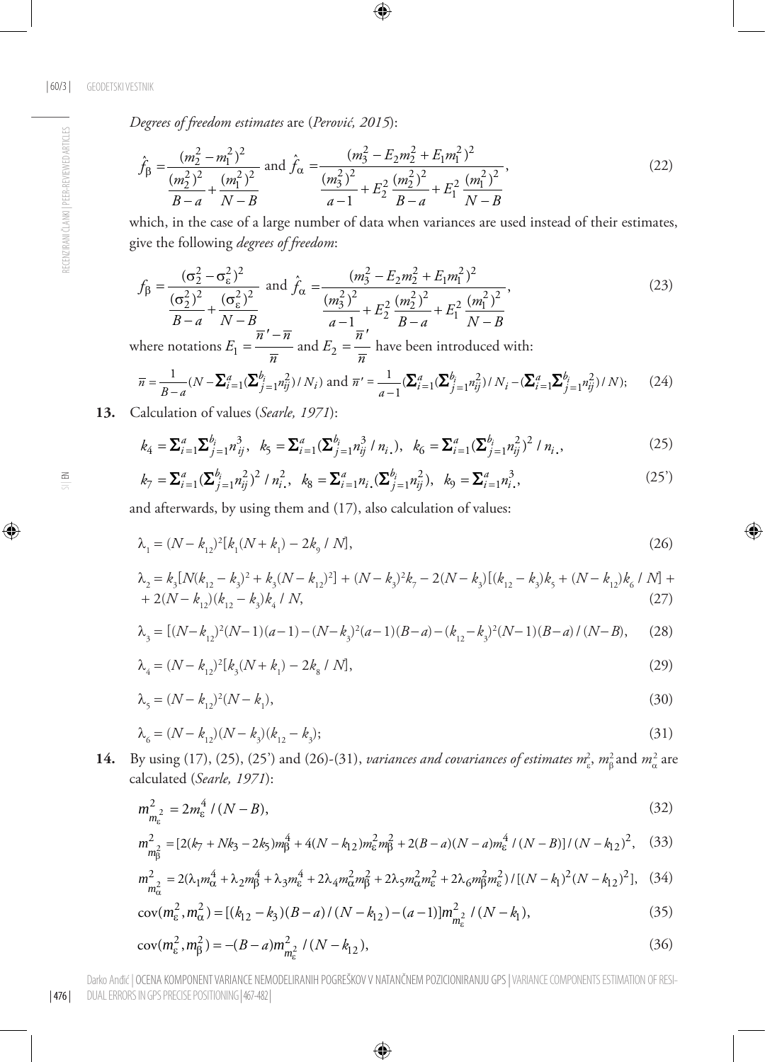*Degrees of freedom estimates* are (*Perović, 2015*):

$$\hat{f}_\beta = \frac{(m_2^2 - m_1^2)^2}{\dfrac{(m_2^2)^2}{B-a} + \dfrac{(m_1^2)^2}{N-B}} \text{ and } \hat{f}_\alpha = \frac{(m_3^2 - E_2 m_2^2 + E_1 m_1^2)^2}{\dfrac{(m_3^2)^2}{a-1} + E_2^2 \dfrac{(m_2^2)^2}{B-a} + E_1^2 \dfrac{(m_1^2)^2}{N-B}}, \tag{22}$$

which, in the case of a large number of data when variances are used instead of their estimates, give the following *degrees of freedom*:

$$f_\beta = \frac{(\sigma_2^2 - \sigma_\varepsilon^2)^2}{\dfrac{(\sigma_2^2)^2}{B-a} + \dfrac{(\sigma_\varepsilon^2)^2}{N-B}} \text{ and } \hat{f}_\alpha = \frac{(m_3^2 - E_2 m_2^2 + E_1 m_1^2)^2}{\dfrac{(m_3^2)^2}{a-1} + E_2^2 \dfrac{(m_2^2)^2}{B-a} + E_1^2 \dfrac{(m_1^2)^2}{N-B}}, \tag{23}$$

where notations $E_1 = \dfrac{\overline{n}' - \overline{n}}{\overline{n}}$ and $E_2 = \dfrac{\overline{n}'}{\overline{n}}$ have been introduced with:

$$\overline{n} = \frac{1}{B-a}\left(N - \textstyle\sum_{i=1}^{a}(\sum_{j=1}^{b_i} n_{ij}^2)/N_i\right) \text{ and } \overline{n}' = \frac{1}{a-1}\left(\textstyle\sum_{i=1}^{a}(\sum_{j=1}^{b_i} n_{ij}^2)/N_i - (\sum_{i=1}^{a}\sum_{j=1}^{b_i} n_{ij}^2)/N\right); \tag{24}$$

**13.** Calculation of values (*Searle, 1971*):

$$k_4 = \textstyle\sum_{i=1}^{a}\sum_{j=1}^{b_i} n_{ij}^3, \quad k_5 = \sum_{i=1}^{a}(\sum_{j=1}^{b_i} n_{ij}^3 / n_{i.}), \quad k_6 = \sum_{i=1}^{a}(\sum_{j=1}^{b_i} n_{ij}^2)^2 / n_{i.}, \tag{25}$$

$$k_7 = \textstyle\sum_{i=1}^{a}(\sum_{j=1}^{b_i} n_{ij}^2)^2 / n_{i.}^2, \quad k_8 = \sum_{i=1}^{a} n_{i.}(\sum_{j=1}^{b_i} n_{ij}^2), \quad k_9 = \sum_{i=1}^{a} n_{i.}^3, \tag{25'}$$

and afterwards, by using them and (17), also calculation of values:

$$\lambda_1 = (N - k_{12})^2[k_1(N + k_1) - 2k_9 / N], \tag{26}$$

$$\lambda_2 = k_3[N(k_{12} - k_3)^2 + k_3(N - k_{12})^2] + (N - k_3)^2 k_7 - 2(N - k_3)[(k_{12} - k_3)k_5 + (N - k_{12})k_6 / N] + 2(N - k_{12})(k_{12} - k_3)k_4 / N, \tag{27}$$

$$\lambda_3 = [(N - k_{12})^2(N-1)(a-1) - (N - k_3)^2(a-1)(B-a) - (k_{12} - k_3)^2(N-1)(B-a) / (N-B), \tag{28}$$

$$\lambda_4 = (N - k_{12})^2[k_3(N + k_1) - 2k_8 / N], \tag{29}$$

$$\lambda_5 = (N - k_{12})^2(N - k_1), \tag{30}$$

$$\lambda_6 = (N - k_{12})(N - k_3)(k_{12} - k_3); \tag{31}$$

**14.** By using (17), (25), (25') and (26)-(31), *variances and covariances of estimates* $m_\varepsilon^2$, $m_\beta^2$ *and* $m_\alpha^2$ are calculated (*Searle, 1971*):

$$m_{m_\varepsilon^2}^2 = 2m_\varepsilon^4 / (N - B), \tag{32}$$

$$m_{m_\beta^2}^2 = [2(k_7 + Nk_3 - 2k_5)m_\beta^4 + 4(N - k_{12})m_\varepsilon^2 m_\beta^2 + 2(B-a)(N-a)m_\varepsilon^4 / (N-B)] / (N - k_{12})^2, \tag{33}$$

$$m_{m_\alpha^2}^2 = 2(\lambda_1 m_\alpha^4 + \lambda_2 m_\beta^4 + \lambda_3 m_\varepsilon^4 + 2\lambda_4 m_\alpha^2 m_\beta^2 + 2\lambda_5 m_\alpha^2 m_\varepsilon^2 + 2\lambda_6 m_\beta^2 m_\varepsilon^2) / [(N - k_1)^2 (N - k_{12})^2], \tag{34}$$

$$\text{cov}(m_\varepsilon^2, m_\alpha^2) = [(k_{12} - k_3)(B-a) / (N - k_{12}) - (a-1)]m_{m_\varepsilon^2}^2 / (N - k_1), \tag{35}$$

$$\text{cov}(m_\varepsilon^2, m_\beta^2) = -(B-a)m_{m_\varepsilon^2}^2 / (N - k_{12}), \tag{36}$$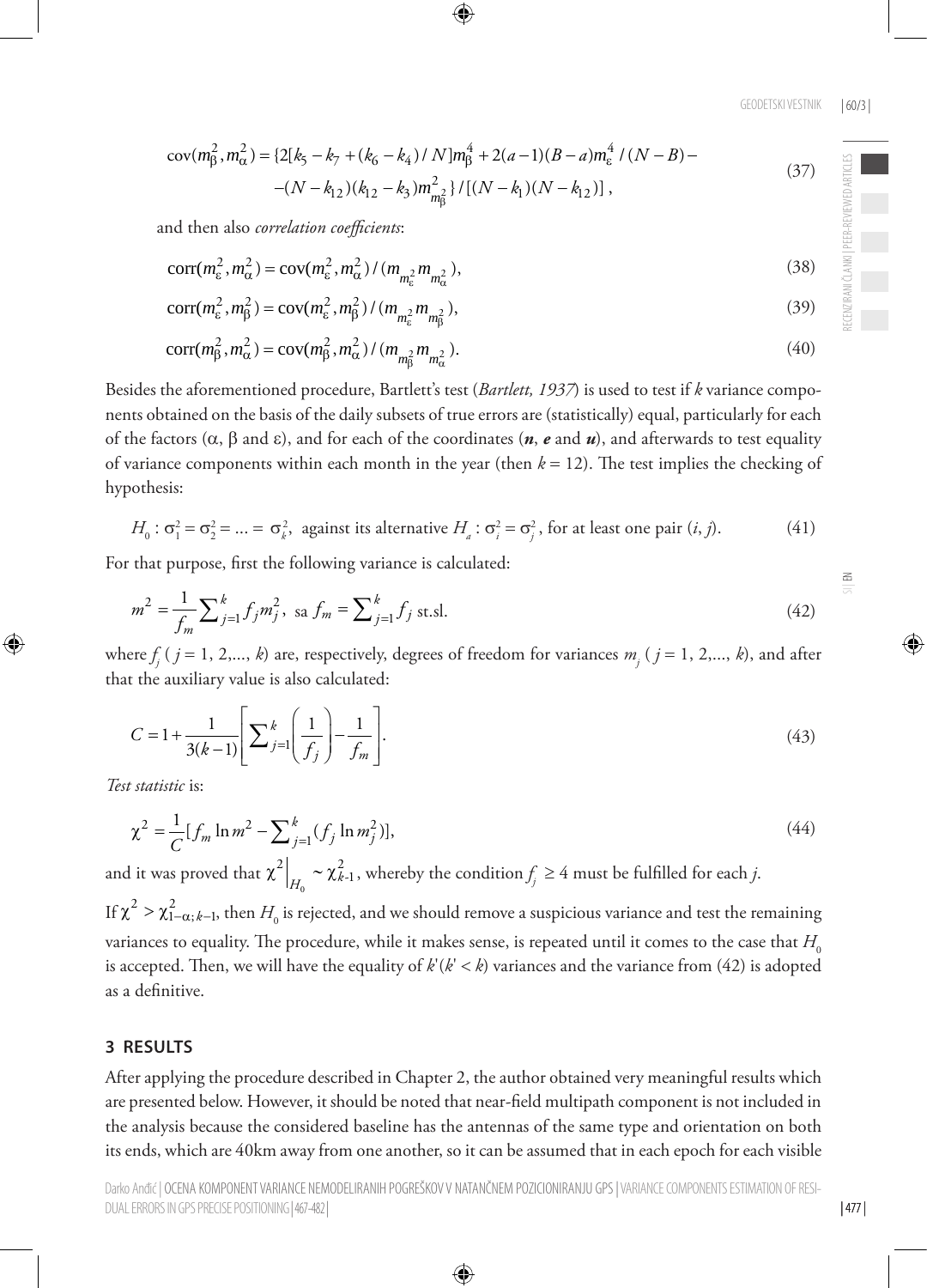$$\mathrm{cov}(m_\beta^2, m_\alpha^2) = \{2[k_5 - k_7 + (k_6 - k_4)/N]m_\beta^4 + 2(a-1)(B-a)m_\varepsilon^4/(N-B) - \\ -(N-k_{12})(k_{12}-k_3)m_{m_\beta^2}^2\}/[(N-k_1)(N-k_{12})], \tag{37}$$

and then also *correlation coefficients*:

$$\mathrm{corr}(m_\varepsilon^2, m_\alpha^2) = \mathrm{cov}(m_\varepsilon^2, m_\alpha^2)/(m_{m_\varepsilon^2} m_{m_\alpha^2}), \tag{38}$$

$$\mathrm{corr}(m_\varepsilon^2, m_\beta^2) = \mathrm{cov}(m_\varepsilon^2, m_\beta^2)/(m_{m_\varepsilon^2} m_{m_\beta^2}), \tag{39}$$

$$\mathrm{corr}(m_\beta^2, m_\alpha^2) = \mathrm{cov}(m_\beta^2, m_\alpha^2)/(m_{m_\beta^2} m_{m_\alpha^2}). \tag{40}$$

Besides the aforementioned procedure, Bartlett's test (*Bartlett, 1937*) is used to test if *k* variance components obtained on the basis of the daily subsets of true errors are (statistically) equal, particularly for each of the factors ($\alpha$, $\beta$ and $\varepsilon$), and for each of the coordinates (***n***, ***e*** and ***u***), and afterwards to test equality of variance components within each month in the year (then $k = 12$). The test implies the checking of hypothesis:

$$H_0 : \sigma_1^2 = \sigma_2^2 = \ldots = \sigma_k^2, \text{ against its alternative } H_a : \sigma_i^2 = \sigma_j^2, \text{ for at least one pair } (i, j). \tag{41}$$

For that purpose, first the following variance is calculated:

$$m^2 = \frac{1}{f_m}\sum_{j=1}^{k} f_j m_j^2, \text{ sa } f_m = \sum_{j=1}^{k} f_j \text{ st.sl.} \tag{42}$$

where $f_j$ ($j = 1, 2, \ldots, k$) are, respectively, degrees of freedom for variances $m_j$ ($j = 1, 2, \ldots, k$), and after that the auxiliary value is also calculated:

$$C = 1 + \frac{1}{3(k-1)}\left[\sum_{j=1}^{k}\left(\frac{1}{f_j}\right) - \frac{1}{f_m}\right]. \tag{43}$$

*Test statistic* is:

$$\chi^2 = \frac{1}{C}[f_m \ln m^2 - \sum_{j=1}^{k}(f_j \ln m_j^2)], \tag{44}$$

and it was proved that $\chi^2\big|_{H_0} \sim \chi_{k-1}^2$, whereby the condition $f_j \geq 4$ must be fulfilled for each *j*.

If $\chi^2 > \chi_{1-\alpha;k-1}^2$, then $H_0$ is rejected, and we should remove a suspicious variance and test the remaining variances to equality. The procedure, while it makes sense, is repeated until it comes to the case that $H_0$ is accepted. Then, we will have the equality of $k'$ ($k' < k$) variances and the variance from (42) is adopted as a definitive.

## 3 RESULTS

After applying the procedure described in Chapter 2, the author obtained very meaningful results which are presented below. However, it should be noted that near-field multipath component is not included in the analysis because the considered baseline has the antennas of the same type and orientation on both its ends, which are 40km away from one another, so it can be assumed that in each epoch for each visible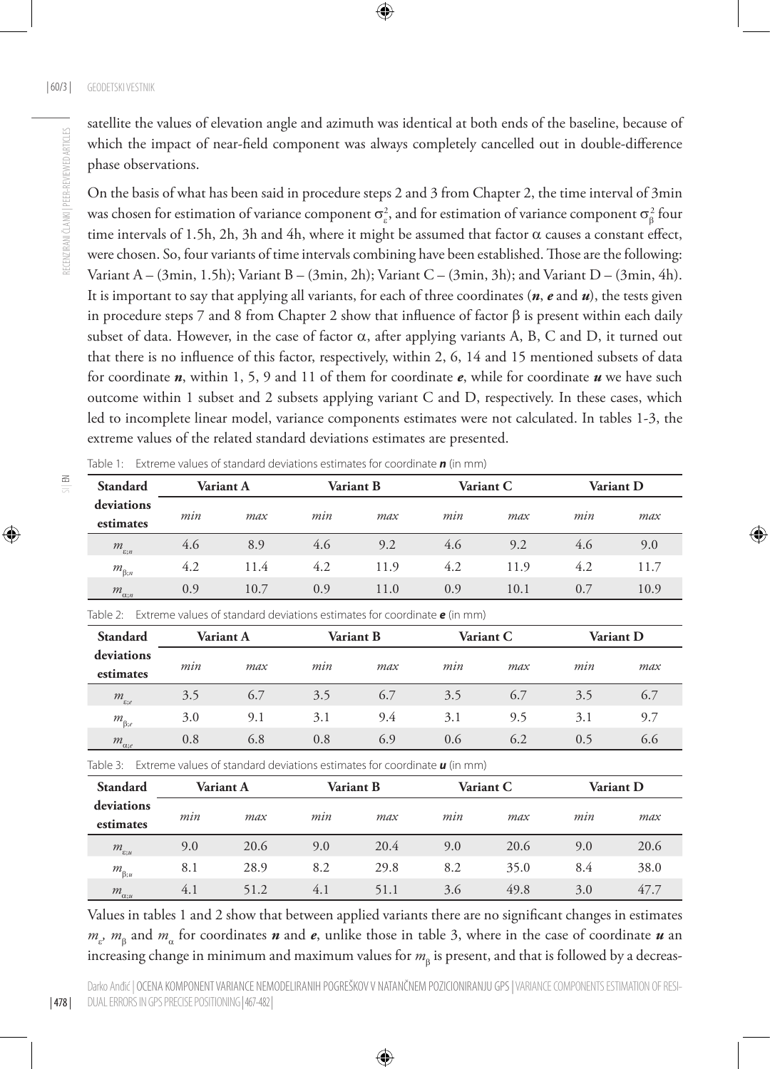satellite the values of elevation angle and azimuth was identical at both ends of the baseline, because of which the impact of near-field component was always completely cancelled out in double-difference phase observations.

On the basis of what has been said in procedure steps 2 and 3 from Chapter 2, the time interval of 3min was chosen for estimation of variance component $\sigma_\varepsilon^2$, and for estimation of variance component $\sigma_\beta^2$ four time intervals of 1.5h, 2h, 3h and 4h, where it might be assumed that factor $\alpha$ causes a constant effect, were chosen. So, four variants of time intervals combining have been established. Those are the following: Variant A – (3min, 1.5h); Variant B – (3min, 2h); Variant C – (3min, 3h); and Variant D – (3min, 4h). It is important to say that applying all variants, for each of three coordinates (***n***, ***e*** and ***u***), the tests given in procedure steps 7 and 8 from Chapter 2 show that influence of factor $\beta$ is present within each daily subset of data. However, in the case of factor $\alpha$, after applying variants A, B, C and D, it turned out that there is no influence of this factor, respectively, within 2, 6, 14 and 15 mentioned subsets of data for coordinate ***n***, within 1, 5, 9 and 11 of them for coordinate ***e***, while for coordinate ***u*** we have such outcome within 1 subset and 2 subsets applying variant C and D, respectively. In these cases, which led to incomplete linear model, variance components estimates were not calculated. In tables 1-3, the extreme values of the related standard deviations estimates are presented.

Table 1: Extreme values of standard deviations estimates for coordinate ***n*** (in mm)

| Standard deviations estimates | Variant A | | Variant B | | Variant C | | Variant D | |
|---|---|---|---|---|---|---|---|---|
| | *min* | *max* | *min* | *max* | *min* | *max* | *min* | *max* |
| $m_{\varepsilon;n}$ | 4.6 | 8.9 | 4.6 | 9.2 | 4.6 | 9.2 | 4.6 | 9.0 |
| $m_{\beta;n}$ | 4.2 | 11.4 | 4.2 | 11.9 | 4.2 | 11.9 | 4.2 | 11.7 |
| $m_{\alpha;n}$ | 0.9 | 10.7 | 0.9 | 11.0 | 0.9 | 10.1 | 0.7 | 10.9 |

Table 2: Extreme values of standard deviations estimates for coordinate ***e*** (in mm)

| Standard deviations estimates | Variant A | | Variant B | | Variant C | | Variant D | |
|---|---|---|---|---|---|---|---|---|
| | *min* | *max* | *min* | *max* | *min* | *max* | *min* | *max* |
| $m_{\varepsilon;e}$ | 3.5 | 6.7 | 3.5 | 6.7 | 3.5 | 6.7 | 3.5 | 6.7 |
| $m_{\beta;e}$ | 3.0 | 9.1 | 3.1 | 9.4 | 3.1 | 9.5 | 3.1 | 9.7 |
| $m_{\alpha;e}$ | 0.8 | 6.8 | 0.8 | 6.9 | 0.6 | 6.2 | 0.5 | 6.6 |

Table 3: Extreme values of standard deviations estimates for coordinate ***u*** (in mm)

| Standard deviations estimates | Variant A | | Variant B | | Variant C | | Variant D | |
|---|---|---|---|---|---|---|---|---|
| | *min* | *max* | *min* | *max* | *min* | *max* | *min* | *max* |
| $m_{\varepsilon;u}$ | 9.0 | 20.6 | 9.0 | 20.4 | 9.0 | 20.6 | 9.0 | 20.6 |
| $m_{\beta;u}$ | 8.1 | 28.9 | 8.2 | 29.8 | 8.2 | 35.0 | 8.4 | 38.0 |
| $m_{\alpha;u}$ | 4.1 | 51.2 | 4.1 | 51.1 | 3.6 | 49.8 | 3.0 | 47.7 |

Values in tables 1 and 2 show that between applied variants there are no significant changes in estimates $m_\varepsilon$, $m_\beta$ and $m_\alpha$ for coordinates ***n*** and ***e***, unlike those in table 3, where in the case of coordinate ***u*** an increasing change in minimum and maximum values for $m_\beta$ is present, and that is followed by a decreas-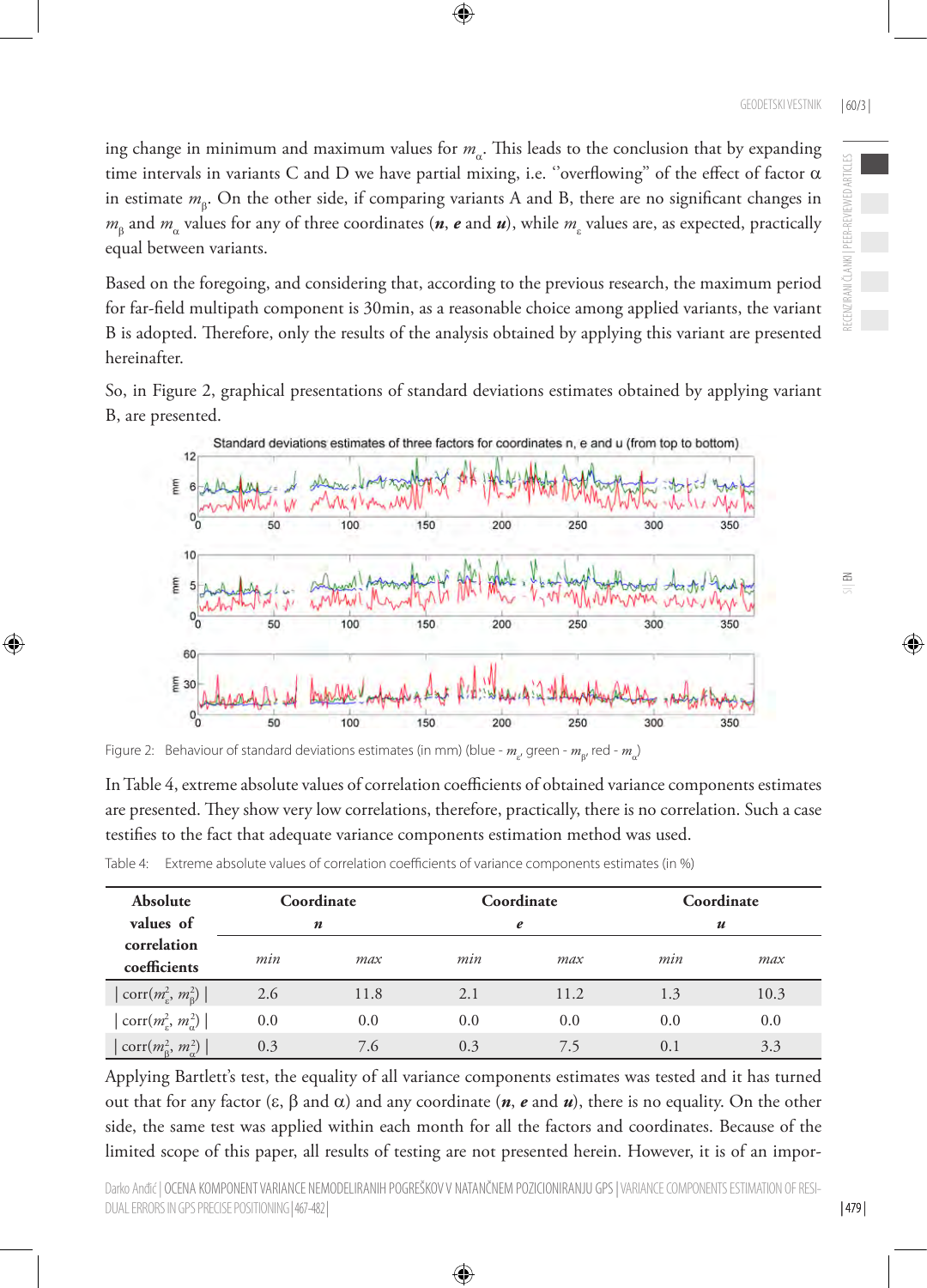ing change in minimum and maximum values for $m_\alpha$. This leads to the conclusion that by expanding time intervals in variants C and D we have partial mixing, i.e. "overflowing" of the effect of factor $\alpha$ in estimate $m_\beta$. On the other side, if comparing variants A and B, there are no significant changes in $m_\beta$ and $m_\alpha$ values for any of three coordinates (***n***, ***e*** and ***u***), while $m_\varepsilon$ values are, as expected, practically equal between variants.

Based on the foregoing, and considering that, according to the previous research, the maximum period for far-field multipath component is 30min, as a reasonable choice among applied variants, the variant B is adopted. Therefore, only the results of the analysis obtained by applying this variant are presented hereinafter.

So, in Figure 2, graphical presentations of standard deviations estimates obtained by applying variant B, are presented.

Figure 2: Behaviour of standard deviations estimates (in mm) (blue - $m_\varepsilon$, green - $m_\beta$, red - $m_\alpha$)

In Table 4, extreme absolute values of correlation coefficients of obtained variance components estimates are presented. They show very low correlations, therefore, practically, there is no correlation. Such a case testifies to the fact that adequate variance components estimation method was used.

Table 4: Extreme absolute values of correlation coefficients of variance components estimates (in %)

| **Absolute values of correlation coefficients** | **Coordinate *n*** | | **Coordinate *e*** | | **Coordinate *u*** | |
|---|---|---|---|---|---|---|
| | *min* | *max* | *min* | *max* | *min* | *max* |
| $\lvert \mathrm{corr}(m_\varepsilon^2, m_\beta^2) \rvert$ | 2.6 | 11.8 | 2.1 | 11.2 | 1.3 | 10.3 |
| $\lvert \mathrm{corr}(m_\varepsilon^2, m_\alpha^2) \rvert$ | 0.0 | 0.0 | 0.0 | 0.0 | 0.0 | 0.0 |
| $\lvert \mathrm{corr}(m_\beta^2, m_\alpha^2) \rvert$ | 0.3 | 7.6 | 0.3 | 7.5 | 0.1 | 3.3 |

Applying Bartlett's test, the equality of all variance components estimates was tested and it has turned out that for any factor ($\varepsilon$, $\beta$ and $\alpha$) and any coordinate (***n***, ***e*** and ***u***), there is no equality. On the other side, the same test was applied within each month for all the factors and coordinates. Because of the limited scope of this paper, all results of testing are not presented herein. However, it is of an impor-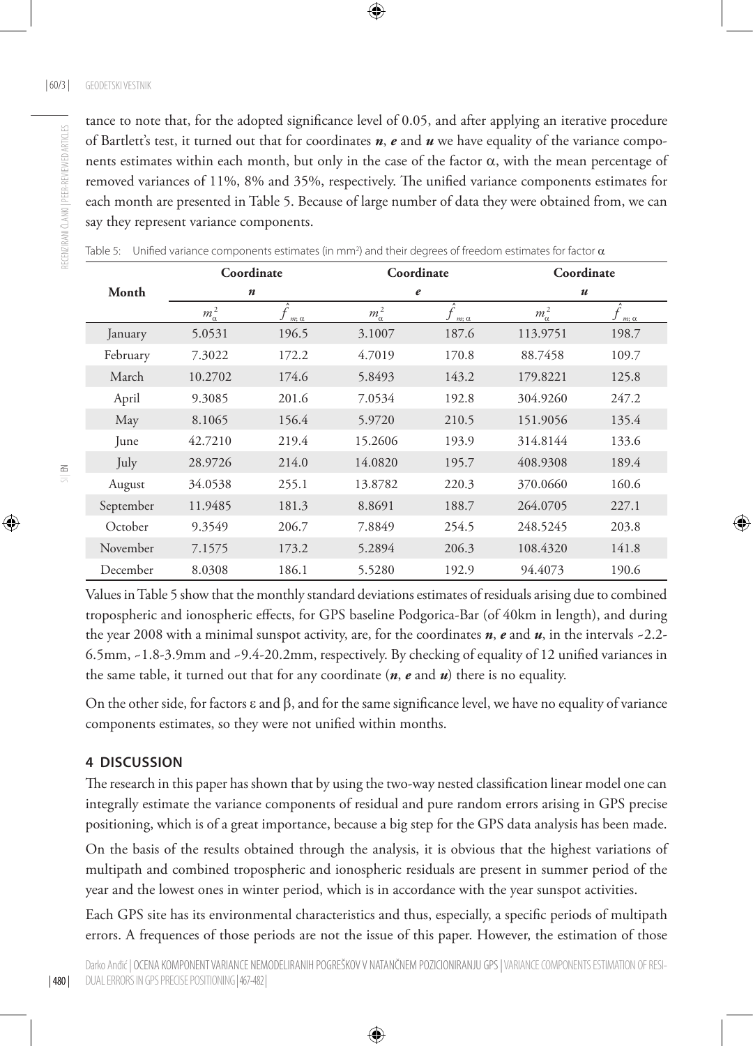tance to note that, for the adopted significance level of 0.05, and after applying an iterative procedure of Bartlett's test, it turned out that for coordinates ***n***, ***e*** and ***u*** we have equality of the variance components estimates within each month, but only in the case of the factor $\alpha$, with the mean percentage of removed variances of 11%, 8% and 35%, respectively. The unified variance components estimates for each month are presented in Table 5. Because of large number of data they were obtained from, we can say they represent variance components.

Table 5: Unified variance components estimates (in mm²) and their degrees of freedom estimates for factor $\alpha$

| Month | Coordinate ***n*** | | Coordinate ***e*** | | Coordinate ***u*** | |
|---|---|---|---|---|---|---|
| | $m_\alpha^2$ | $\hat{f}_{m;\alpha}$ | $m_\alpha^2$ | $\hat{f}_{m;\alpha}$ | $m_\alpha^2$ | $\hat{f}_{m;\alpha}$ |
| January | 5.0531 | 196.5 | 3.1007 | 187.6 | 113.9751 | 198.7 |
| February | 7.3022 | 172.2 | 4.7019 | 170.8 | 88.7458 | 109.7 |
| March | 10.2702 | 174.6 | 5.8493 | 143.2 | 179.8221 | 125.8 |
| April | 9.3085 | 201.6 | 7.0534 | 192.8 | 304.9260 | 247.2 |
| May | 8.1065 | 156.4 | 5.9720 | 210.5 | 151.9056 | 135.4 |
| June | 42.7210 | 219.4 | 15.2606 | 193.9 | 314.8144 | 133.6 |
| July | 28.9726 | 214.0 | 14.0820 | 195.7 | 408.9308 | 189.4 |
| August | 34.0538 | 255.1 | 13.8782 | 220.3 | 370.0660 | 160.6 |
| September | 11.9485 | 181.3 | 8.8691 | 188.7 | 264.0705 | 227.1 |
| October | 9.3549 | 206.7 | 7.8849 | 254.5 | 248.5245 | 203.8 |
| November | 7.1575 | 173.2 | 5.2894 | 206.3 | 108.4320 | 141.8 |
| December | 8.0308 | 186.1 | 5.5280 | 192.9 | 94.4073 | 190.6 |

Values in Table 5 show that the monthly standard deviations estimates of residuals arising due to combined tropospheric and ionospheric effects, for GPS baseline Podgorica-Bar (of 40km in length), and during the year 2008 with a minimal sunspot activity, are, for the coordinates ***n***, ***e*** and ***u***, in the intervals ~2.2-6.5mm, ~1.8-3.9mm and ~9.4-20.2mm, respectively. By checking of equality of 12 unified variances in the same table, it turned out that for any coordinate (***n***, ***e*** and ***u***) there is no equality.

On the other side, for factors $\varepsilon$ and $\beta$, and for the same significance level, we have no equality of variance components estimates, so they were not unified within months.

## 4 DISCUSSION

The research in this paper has shown that by using the two-way nested classification linear model one can integrally estimate the variance components of residual and pure random errors arising in GPS precise positioning, which is of a great importance, because a big step for the GPS data analysis has been made.

On the basis of the results obtained through the analysis, it is obvious that the highest variations of multipath and combined tropospheric and ionospheric residuals are present in summer period of the year and the lowest ones in winter period, which is in accordance with the year sunspot activities.

Each GPS site has its environmental characteristics and thus, especially, a specific periods of multipath errors. A frequences of those periods are not the issue of this paper. However, the estimation of those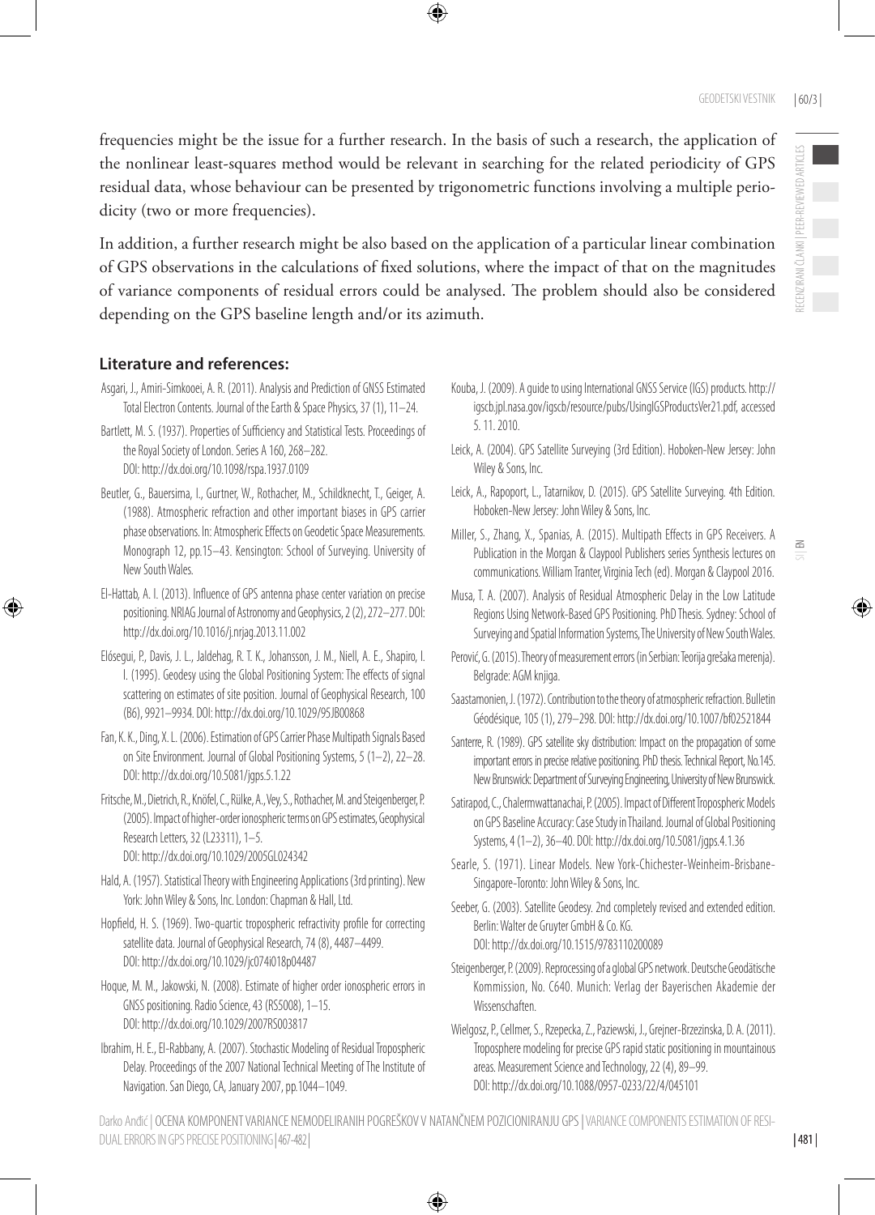frequencies might be the issue for a further research. In the basis of such a research, the application of the nonlinear least-squares method would be relevant in searching for the related periodicity of GPS residual data, whose behaviour can be presented by trigonometric functions involving a multiple periodicity (two or more frequencies).

In addition, a further research might be also based on the application of a particular linear combination of GPS observations in the calculations of fixed solutions, where the impact of that on the magnitudes of variance components of residual errors could be analysed. The problem should also be considered depending on the GPS baseline length and/or its azimuth.

## Literature and references:

Asgari, J., Amiri-Simkooei, A. R. (2011). Analysis and Prediction of GNSS Estimated Total Electron Contents. Journal of the Earth & Space Physics, 37 (1), 11–24.

Bartlett, M. S. (1937). Properties of Sufficiency and Statistical Tests. Proceedings of the Royal Society of London. Series A 160, 268–282. DOI: http://dx.doi.org/10.1098/rspa.1937.0109

Beutler, G., Bauersima, I., Gurtner, W., Rothacher, M., Schildknecht, T., Geiger, A. (1988). Atmospheric refraction and other important biases in GPS carrier phase observations. In: Atmospheric Effects on Geodetic Space Measurements. Monograph 12, pp.15–43. Kensington: School of Surveying. University of New South Wales.

El-Hattab, A. I. (2013). Influence of GPS antenna phase center variation on precise positioning. NRIAG Journal of Astronomy and Geophysics, 2 (2), 272–277. DOI: http://dx.doi.org/10.1016/j.nrjag.2013.11.002

Elósegui, P., Davis, J. L., Jaldehag, R. T. K., Johansson, J. M., Niell, A. E., Shapiro, I. I. (1995). Geodesy using the Global Positioning System: The effects of signal scattering on estimates of site position. Journal of Geophysical Research, 100 (B6), 9921–9934. DOI: http://dx.doi.org/10.1029/95JB00868

Fan, K. K., Ding, X. L. (2006). Estimation of GPS Carrier Phase Multipath Signals Based on Site Environment. Journal of Global Positioning Systems, 5 (1–2), 22–28. DOI: http://dx.doi.org/10.5081/jgps.5.1.22

Fritsche, M., Dietrich, R., Knöfel, C., Rülke, A., Vey, S., Rothacher, M. and Steigenberger, P. (2005). Impact of higher-order ionospheric terms on GPS estimates, Geophysical Research Letters, 32 (L23311), 1–5. DOI: http://dx.doi.org/10.1029/2005GL024342

Hald, A. (1957). Statistical Theory with Engineering Applications (3rd printing). New York: John Wiley & Sons, Inc. London: Chapman & Hall, Ltd.

Hopfield, H. S. (1969). Two-quartic tropospheric refractivity profile for correcting satellite data. Journal of Geophysical Research, 74 (8), 4487–4499. DOI: http://dx.doi.org/10.1029/jc074i018p04487

Hoque, M. M., Jakowski, N. (2008). Estimate of higher order ionospheric errors in GNSS positioning. Radio Science, 43 (RS5008), 1–15. DOI: http://dx.doi.org/10.1029/2007RS003817

Ibrahim, H. E., El-Rabbany, A. (2007). Stochastic Modeling of Residual Tropospheric Delay. Proceedings of the 2007 National Technical Meeting of The Institute of Navigation. San Diego, CA, January 2007, pp.1044–1049.

Kouba, J. (2009). A guide to using International GNSS Service (IGS) products. http://igscb.jpl.nasa.gov/igscb/resource/pubs/UsingIGSProductsVer21.pdf, accessed 5. 11. 2010.

Leick, A. (2004). GPS Satellite Surveying (3rd Edition). Hoboken-New Jersey: John Wiley & Sons, Inc.

Leick, A., Rapoport, L., Tatarnikov, D. (2015). GPS Satellite Surveying. 4th Edition. Hoboken-New Jersey: John Wiley & Sons, Inc.

Miller, S., Zhang, X., Spanias, A. (2015). Multipath Effects in GPS Receivers. A Publication in the Morgan & Claypool Publishers series Synthesis lectures on communications. William Tranter, Virginia Tech (ed). Morgan & Claypool 2016.

Musa, T. A. (2007). Analysis of Residual Atmospheric Delay in the Low Latitude Regions Using Network-Based GPS Positioning. PhD Thesis. Sydney: School of Surveying and Spatial Information Systems, The University of New South Wales.

Perović, G. (2015). Theory of measurement errors (in Serbian: Teorija grešaka merenja). Belgrade: AGM knjiga.

Saastamonien, J. (1972). Contribution to the theory of atmospheric refraction. Bulletin Géodésique, 105 (1), 279–298. DOI: http://dx.doi.org/10.1007/bf02521844

Santerre, R. (1989). GPS satellite sky distribution: Impact on the propagation of some important errors in precise relative positioning. PhD thesis. Technical Report, No.145. New Brunswick: Department of Surveying Engineering, University of New Brunswick.

Satirapod, C., Chalermwattanachai, P. (2005). Impact of Different Tropospheric Models on GPS Baseline Accuracy: Case Study in Thailand. Journal of Global Positioning Systems, 4 (1–2), 36–40. DOI: http://dx.doi.org/10.5081/jgps.4.1.36

Searle, S. (1971). Linear Models. New York-Chichester-Weinheim-Brisbane-Singapore-Toronto: John Wiley & Sons, Inc.

Seeber, G. (2003). Satellite Geodesy. 2nd completely revised and extended edition. Berlin: Walter de Gruyter GmbH & Co. KG. DOI: http://dx.doi.org/10.1515/9783110200089

Steigenberger, P. (2009). Reprocessing of a global GPS network. Deutsche Geodätische Kommission, No. C640. Munich: Verlag der Bayerischen Akademie der Wissenschaften.

Wielgosz, P., Cellmer, S., Rzepecka, Z., Paziewski, J., Grejner-Brzezinska, D. A. (2011). Troposphere modeling for precise GPS rapid static positioning in mountainous areas. Measurement Science and Technology, 22 (4), 89–99. DOI: http://dx.doi.org/10.1088/0957-0233/22/4/045101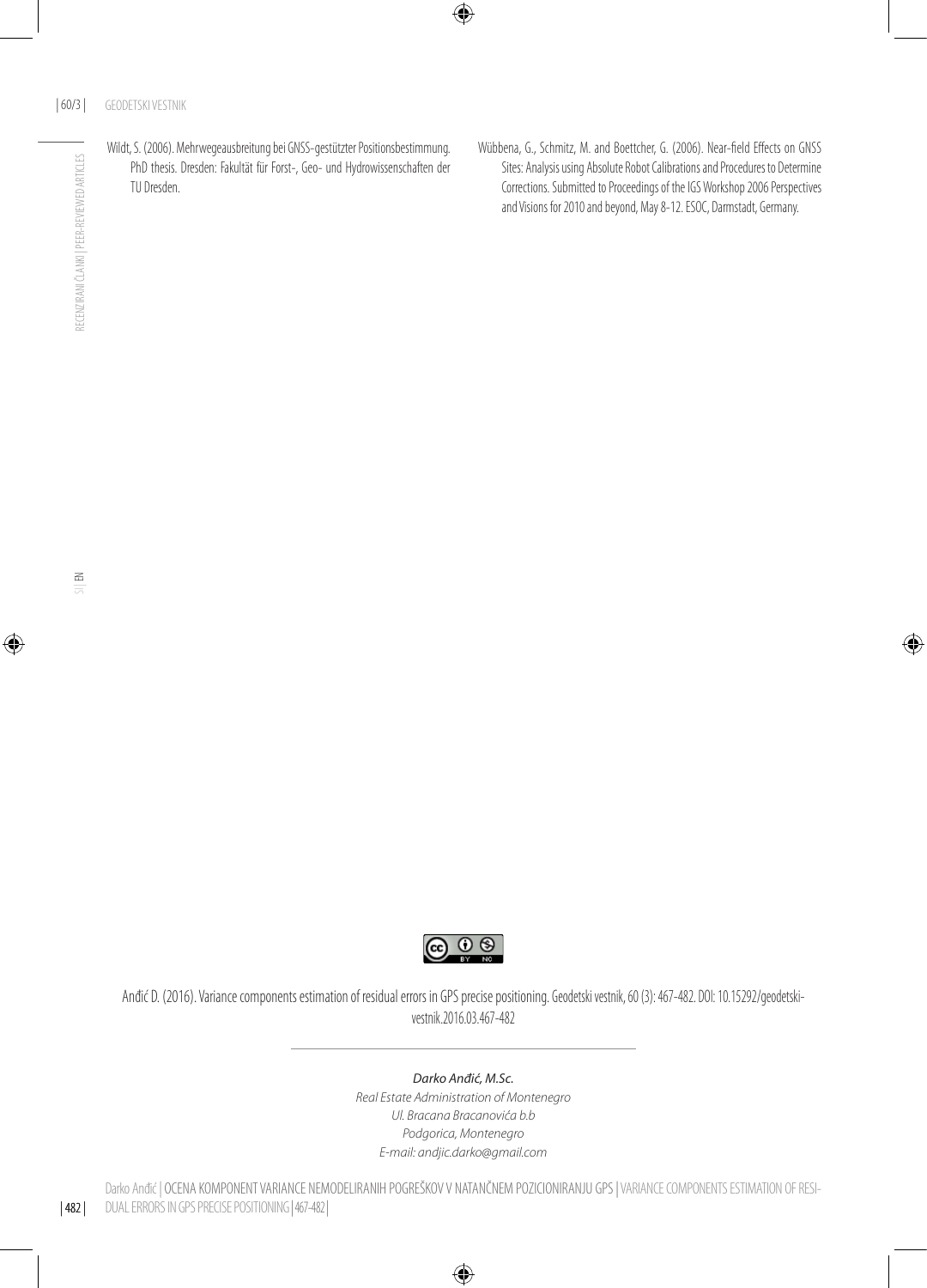Wildt, S. (2006). Mehrwegeausbreitung bei GNSS-gestützter Positionsbestimmung. PhD thesis. Dresden: Fakultät für Forst-, Geo- und Hydrowissenschaften der TU Dresden.

Wübbena, G., Schmitz, M. and Boettcher, G. (2006). Near-field Effects on GNSS Sites: Analysis using Absolute Robot Calibrations and Procedures to Determine Corrections. Submitted to Proceedings of the IGS Workshop 2006 Perspectives and Visions for 2010 and beyond, May 8-12. ESOC, Darmstadt, Germany.

Anđić D. (2016). Variance components estimation of residual errors in GPS precise positioning. Geodetski vestnik, 60 (3): 467-482. DOI: 10.15292/geodetski-vestnik.2016.03.467-482

*Darko Anđić, M.Sc.*
*Real Estate Administration of Montenegro*
*Ul. Bracana Bracanovića b.b*
*Podgorica, Montenegro*
*E-mail: andjic.darko@gmail.com*